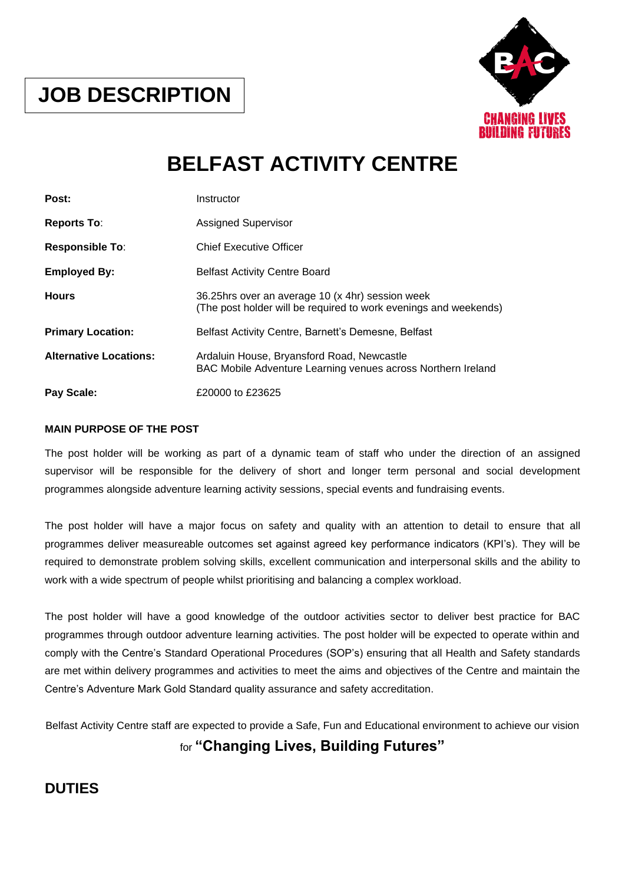# JOB DESCRIPTION

# BELFAST ACTIVITY CENTRE

| | |
|---|---|
| **Post:** | Instructor |
| **Reports To**: | Assigned Supervisor |
| **Responsible To**: | Chief Executive Officer |
| **Employed By:** | Belfast Activity Centre Board |
| **Hours** | 36.25hrs over an average 10 (x 4hr) session week<br>(The post holder will be required to work evenings and weekends) |
| **Primary Location:** | Belfast Activity Centre, Barnett's Demesne, Belfast |
| **Alternative Locations:** | Ardaluin House, Bryansford Road, Newcastle<br>BAC Mobile Adventure Learning venues across Northern Ireland |
| **Pay Scale:** | £20000 to £23625 |

**MAIN PURPOSE OF THE POST**

The post holder will be working as part of a dynamic team of staff who under the direction of an assigned supervisor will be responsible for the delivery of short and longer term personal and social development programmes alongside adventure learning activity sessions, special events and fundraising events.

The post holder will have a major focus on safety and quality with an attention to detail to ensure that all programmes deliver measureable outcomes set against agreed key performance indicators (KPI's). They will be required to demonstrate problem solving skills, excellent communication and interpersonal skills and the ability to work with a wide spectrum of people whilst prioritising and balancing a complex workload.

The post holder will have a good knowledge of the outdoor activities sector to deliver best practice for BAC programmes through outdoor adventure learning activities. The post holder will be expected to operate within and comply with the Centre's Standard Operational Procedures (SOP's) ensuring that all Health and Safety standards are met within delivery programmes and activities to meet the aims and objectives of the Centre and maintain the Centre's Adventure Mark Gold Standard quality assurance and safety accreditation.

Belfast Activity Centre staff are expected to provide a Safe, Fun and Educational environment to achieve our vision for **"Changing Lives, Building Futures"**

## DUTIES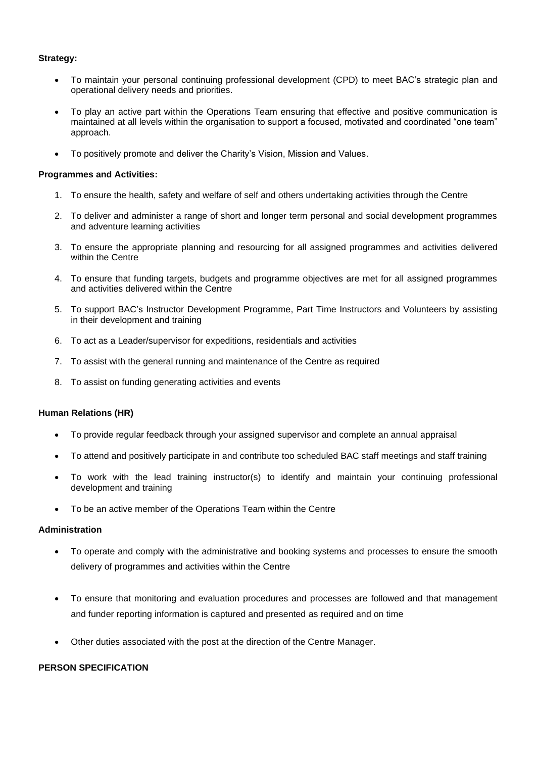**Strategy:**

- To maintain your personal continuing professional development (CPD) to meet BAC's strategic plan and operational delivery needs and priorities.
- To play an active part within the Operations Team ensuring that effective and positive communication is maintained at all levels within the organisation to support a focused, motivated and coordinated "one team" approach.
- To positively promote and deliver the Charity's Vision, Mission and Values.

**Programmes and Activities:**

1. To ensure the health, safety and welfare of self and others undertaking activities through the Centre
2. To deliver and administer a range of short and longer term personal and social development programmes and adventure learning activities
3. To ensure the appropriate planning and resourcing for all assigned programmes and activities delivered within the Centre
4. To ensure that funding targets, budgets and programme objectives are met for all assigned programmes and activities delivered within the Centre
5. To support BAC's Instructor Development Programme, Part Time Instructors and Volunteers by assisting in their development and training
6. To act as a Leader/supervisor for expeditions, residentials and activities
7. To assist with the general running and maintenance of the Centre as required
8. To assist on funding generating activities and events

**Human Relations (HR)**

- To provide regular feedback through your assigned supervisor and complete an annual appraisal
- To attend and positively participate in and contribute too scheduled BAC staff meetings and staff training
- To work with the lead training instructor(s) to identify and maintain your continuing professional development and training
- To be an active member of the Operations Team within the Centre

**Administration**

- To operate and comply with the administrative and booking systems and processes to ensure the smooth delivery of programmes and activities within the Centre
- To ensure that monitoring and evaluation procedures and processes are followed and that management and funder reporting information is captured and presented as required and on time
- Other duties associated with the post at the direction of the Centre Manager.

**PERSON SPECIFICATION**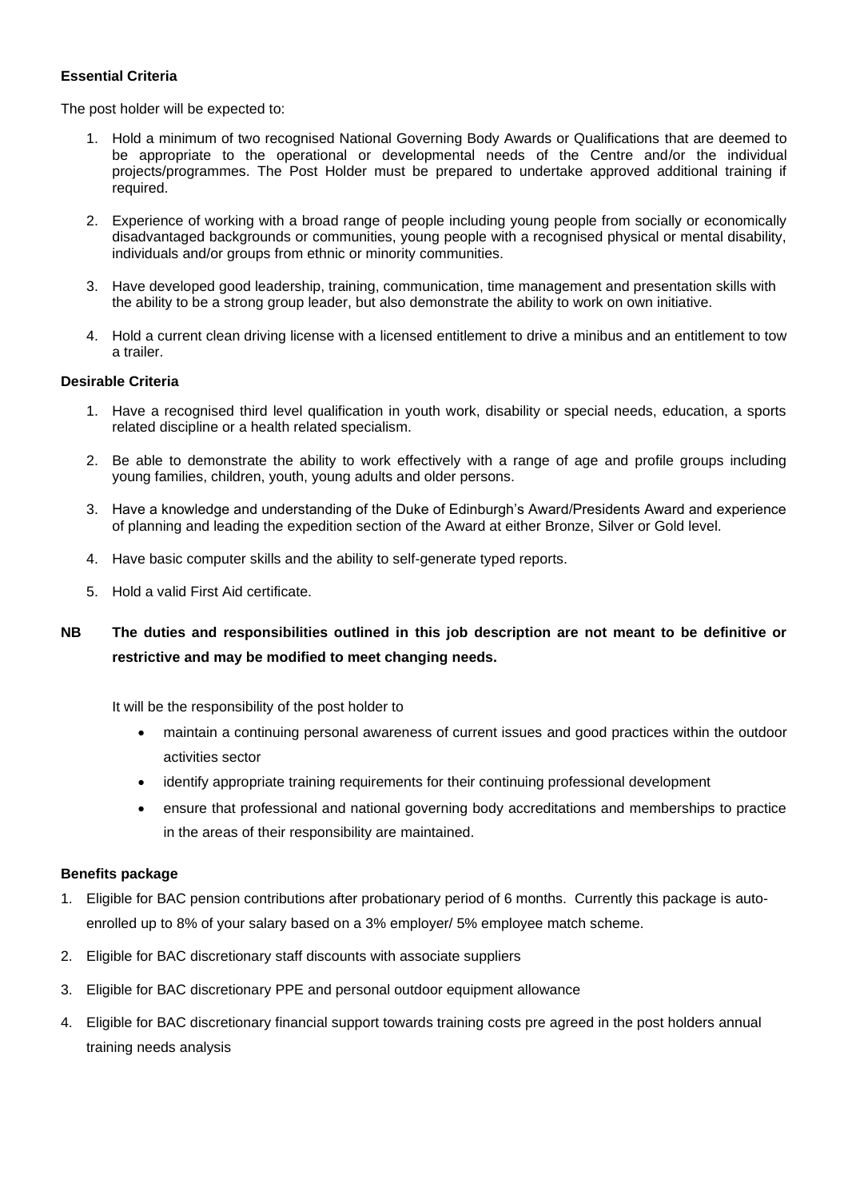**Essential Criteria**

The post holder will be expected to:

1. Hold a minimum of two recognised National Governing Body Awards or Qualifications that are deemed to be appropriate to the operational or developmental needs of the Centre and/or the individual projects/programmes. The Post Holder must be prepared to undertake approved additional training if required.

2. Experience of working with a broad range of people including young people from socially or economically disadvantaged backgrounds or communities, young people with a recognised physical or mental disability, individuals and/or groups from ethnic or minority communities.

3. Have developed good leadership, training, communication, time management and presentation skills with the ability to be a strong group leader, but also demonstrate the ability to work on own initiative.

4. Hold a current clean driving license with a licensed entitlement to drive a minibus and an entitlement to tow a trailer.

**Desirable Criteria**

1. Have a recognised third level qualification in youth work, disability or special needs, education, a sports related discipline or a health related specialism.

2. Be able to demonstrate the ability to work effectively with a range of age and profile groups including young families, children, youth, young adults and older persons.

3. Have a knowledge and understanding of the Duke of Edinburgh's Award/Presidents Award and experience of planning and leading the expedition section of the Award at either Bronze, Silver or Gold level.

4. Have basic computer skills and the ability to self-generate typed reports.

5. Hold a valid First Aid certificate.

**NB The duties and responsibilities outlined in this job description are not meant to be definitive or restrictive and may be modified to meet changing needs.**

It will be the responsibility of the post holder to

- maintain a continuing personal awareness of current issues and good practices within the outdoor activities sector
- identify appropriate training requirements for their continuing professional development
- ensure that professional and national governing body accreditations and memberships to practice in the areas of their responsibility are maintained.

**Benefits package**

1. Eligible for BAC pension contributions after probationary period of 6 months. Currently this package is auto-enrolled up to 8% of your salary based on a 3% employer/ 5% employee match scheme.
2. Eligible for BAC discretionary staff discounts with associate suppliers
3. Eligible for BAC discretionary PPE and personal outdoor equipment allowance
4. Eligible for BAC discretionary financial support towards training costs pre agreed in the post holders annual training needs analysis